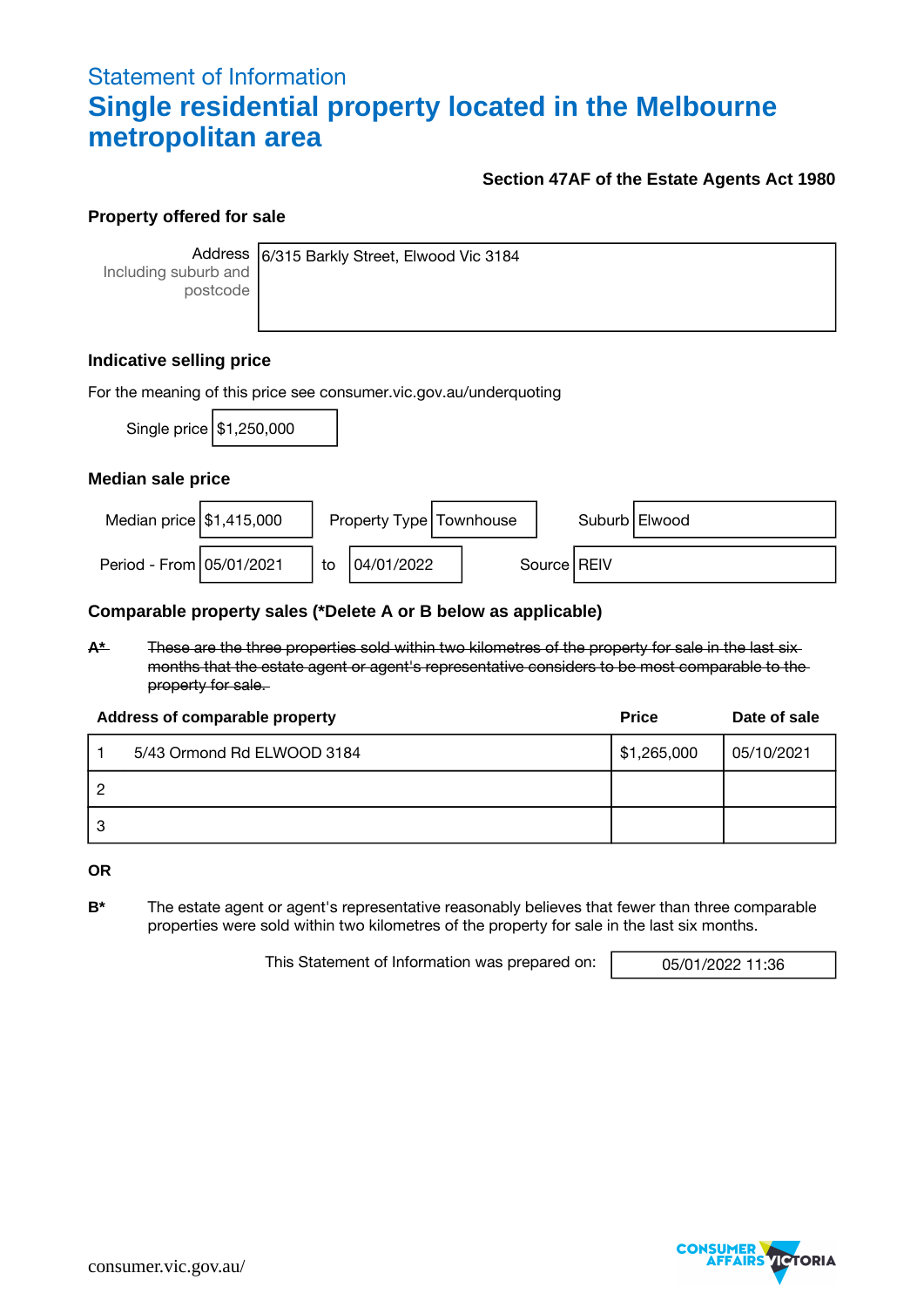Statement of Information

# Single residential property located in the Melbourne metropolitan area

**Section 47AF of the Estate Agents Act 1980**

## Property offered for sale

| Address Including suburb and postcode | 6/315 Barkly Street, Elwood Vic 3184 |
| --- | --- |

## Indicative selling price

For the meaning of this price see consumer.vic.gov.au/underquoting

| Single price | $1,250,000 |
| --- | --- |

## Median sale price

| Median price | $1,415,000 | Property Type | Townhouse | Suburb | Elwood |
| --- | --- | --- | --- | --- | --- |
| Period - From | 05/01/2021 | to | 04/01/2022 | Source | REIV |

## Comparable property sales (*Delete A or B below as applicable)

~~**A*** These are the three properties sold within two kilometres of the property for sale in the last six months that the estate agent or agent's representative considers to be most comparable to the property for sale.~~

| Address of comparable property | Price | Date of sale |
| --- | --- | --- |
| 1 5/43 Ormond Rd ELWOOD 3184 | $1,265,000 | 05/10/2021 |
| 2 | | |
| 3 | | |

**OR**

**B*** The estate agent or agent's representative reasonably believes that fewer than three comparable properties were sold within two kilometres of the property for sale in the last six months.

This Statement of Information was prepared on: 05/01/2022 11:36

consumer.vic.gov.au/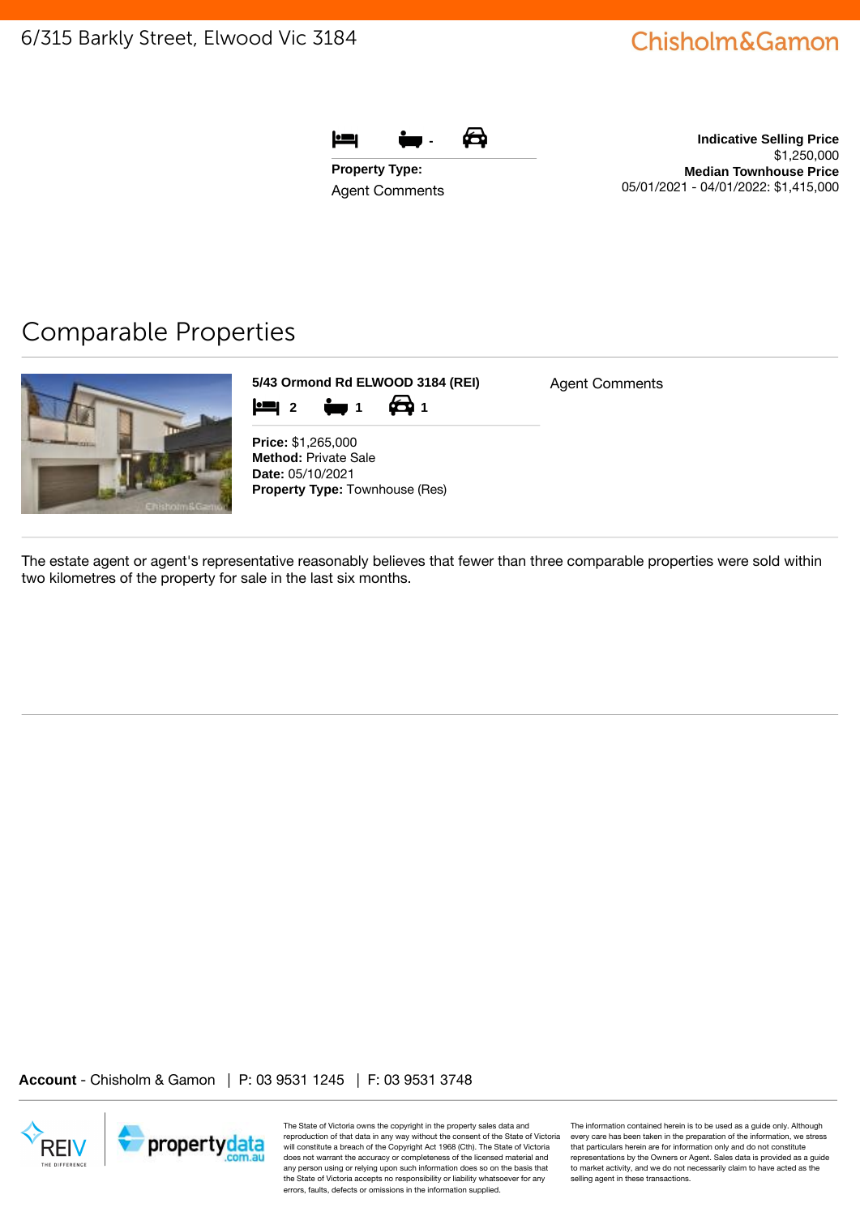6/315 Barkly Street, Elwood Vic 3184

Chisholm&Gamon

-

**Property Type:**

Agent Comments

**Indicative Selling Price**
$1,250,000
**Median Townhouse Price**
05/01/2021 - 04/01/2022: $1,415,000

# Comparable Properties

**5/43 Ormond Rd ELWOOD 3184 (REI)**

2 1 1

**Price:** $1,265,000
**Method:** Private Sale
**Date:** 05/10/2021
**Property Type:** Townhouse (Res)

Agent Comments

The estate agent or agent's representative reasonably believes that fewer than three comparable properties were sold within two kilometres of the property for sale in the last six months.

**Account** - Chisholm & Gamon | P: 03 9531 1245 | F: 03 9531 3748

The State of Victoria owns the copyright in the property sales data and reproduction of that data in any way without the consent of the State of Victoria will constitute a breach of the Copyright Act 1968 (Cth). The State of Victoria does not warrant the accuracy or completeness of the licensed material and any person using or relying upon such information does so on the basis that the State of Victoria accepts no responsibility or liability whatsoever for any errors, faults, defects or omissions in the information supplied.

The information contained herein is to be used as a guide only. Although every care has been taken in the preparation of the information, we stress that particulars herein are for information only and do not constitute representations by the Owners or Agent. Sales data is provided as a guide to market activity, and we do not necessarily claim to have acted as the selling agent in these transactions.